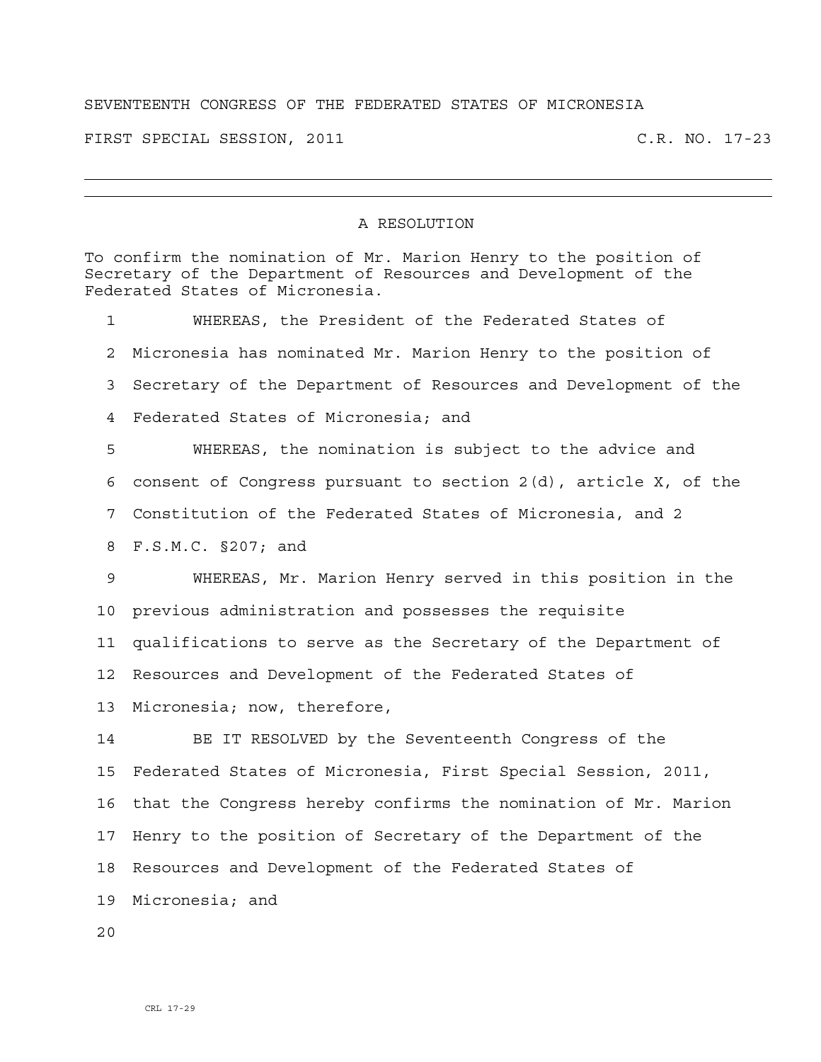SEVENTEENTH CONGRESS OF THE FEDERATED STATES OF MICRONESIA

FIRST SPECIAL SESSION, 2011 C.R. NO. 17-23

---

## A RESOLUTION

To confirm the nomination of Mr. Marion Henry to the position of Secretary of the Department of Resources and Development of the Federated States of Micronesia.

WHEREAS, the President of the Federated States of Micronesia has nominated Mr. Marion Henry to the position of Secretary of the Department of Resources and Development of the Federated States of Micronesia; and

WHEREAS, the nomination is subject to the advice and consent of Congress pursuant to section 2(d), article X, of the Constitution of the Federated States of Micronesia, and 2 F.S.M.C. §207; and

WHEREAS, Mr. Marion Henry served in this position in the previous administration and possesses the requisite qualifications to serve as the Secretary of the Department of Resources and Development of the Federated States of Micronesia; now, therefore,

BE IT RESOLVED by the Seventeenth Congress of the Federated States of Micronesia, First Special Session, 2011, that the Congress hereby confirms the nomination of Mr. Marion Henry to the position of Secretary of the Department of the Resources and Development of the Federated States of Micronesia; and

CRL 17-29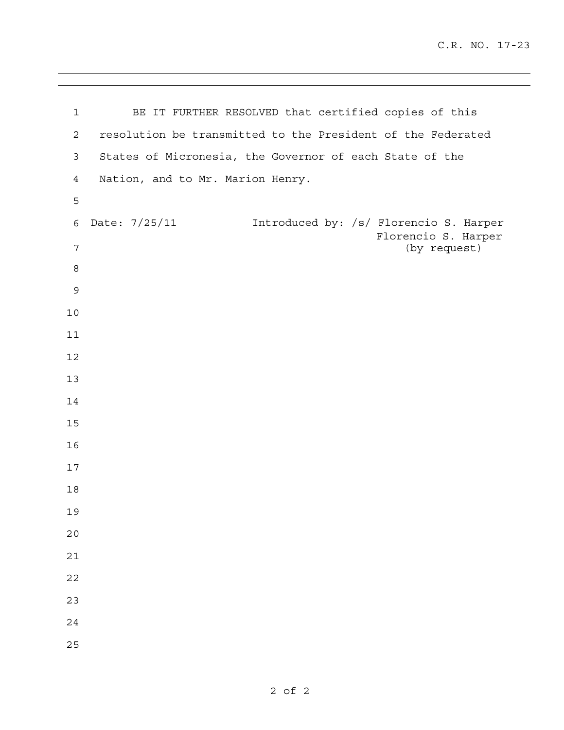BE IT FURTHER RESOLVED that certified copies of this resolution be transmitted to the President of the Federated States of Micronesia, the Governor of each State of the Nation, and to Mr. Marion Henry.

Date: 7/25/11

Introduced by: /s/ Florencio S. Harper
Florencio S. Harper
(by request)